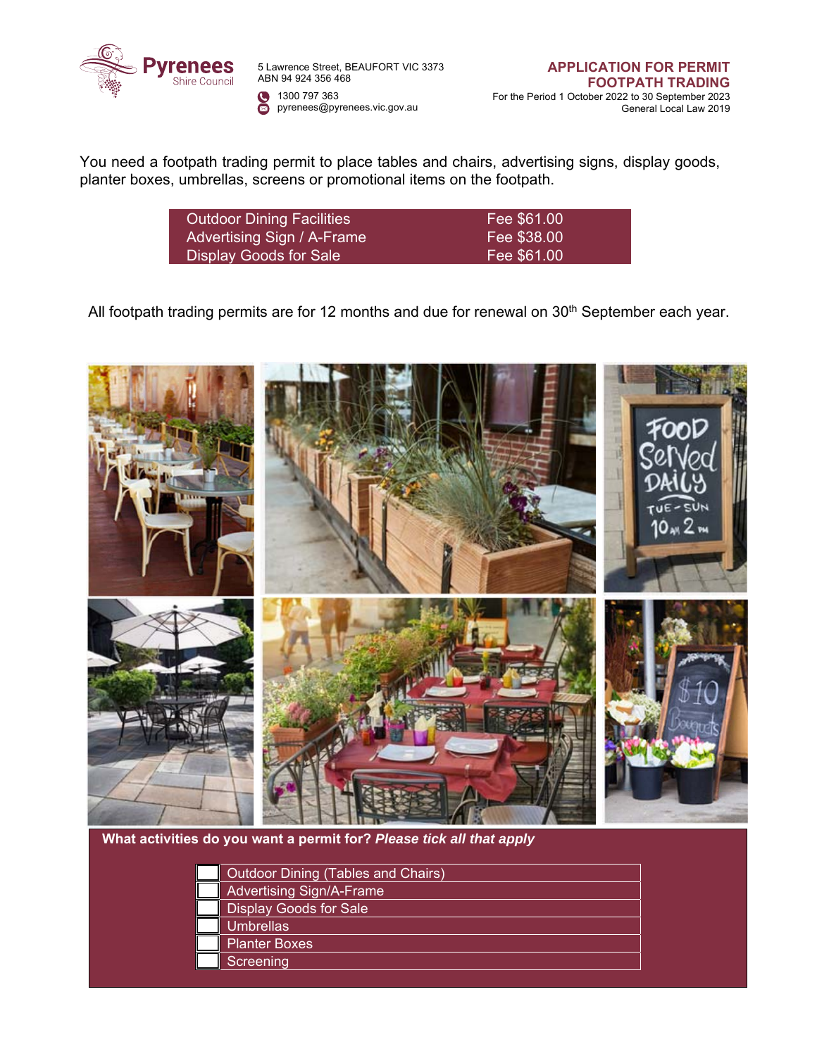Pyrenees Shire Council

5 Lawrence Street, BEAUFORT VIC 3373
ABN 94 924 356 468
1300 797 363
pyrenees@pyrenees.vic.gov.au

# APPLICATION FOR PERMIT FOOTPATH TRADING

For the Period 1 October 2022 to 30 September 2023
General Local Law 2019

You need a footpath trading permit to place tables and chairs, advertising signs, display goods, planter boxes, umbrellas, screens or promotional items on the footpath.

| | |
|---|---|
| Outdoor Dining Facilities | Fee $61.00 |
| Advertising Sign / A-Frame | Fee $38.00 |
| Display Goods for Sale | Fee $61.00 |

All footpath trading permits are for 12 months and due for renewal on 30th September each year.

**What activities do you want a permit for?** ***Please tick all that apply***

- ☐ Outdoor Dining (Tables and Chairs)
- ☐ Advertising Sign/A-Frame
- ☐ Display Goods for Sale
- ☐ Umbrellas
- ☐ Planter Boxes
- ☐ Screening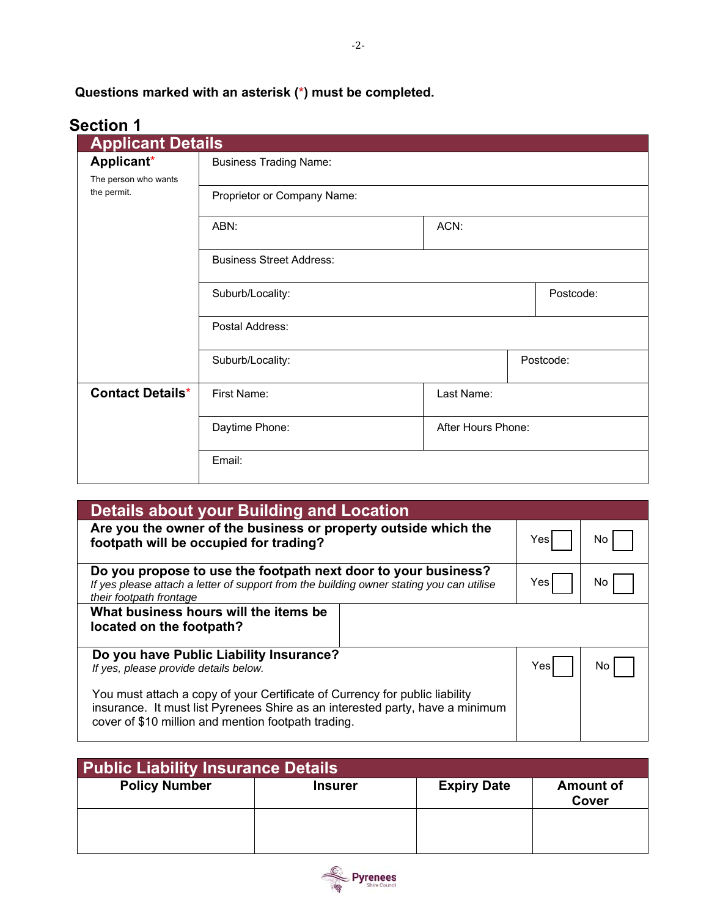**Questions marked with an asterisk (*) must be completed.**

## Section 1

### Applicant Details

| | | |
|---|---|---|
| **Applicant*** The person who wants the permit. | Business Trading Name: | |
| | Proprietor or Company Name: | |
| | ABN: | ACN: |
| | Business Street Address: | |
| | Suburb/Locality: | Postcode: |
| | Postal Address: | |
| | Suburb/Locality: | Postcode: |
| **Contact Details*** | First Name: | Last Name: |
| | Daytime Phone: | After Hours Phone: |
| | Email: | |

### Details about your Building and Location

| | | |
|---|---|---|
| **Are you the owner of the business or property outside which the footpath will be occupied for trading?** | Yes ☐ | No ☐ |
| **Do you propose to use the footpath next door to your business?** *If yes please attach a letter of support from the building owner stating you can utilise their footpath frontage* | Yes ☐ | No ☐ |
| **What business hours will the items be located on the footpath?** | | |
| **Do you have Public Liability Insurance?** *If yes, please provide details below.* You must attach a copy of your Certificate of Currency for public liability insurance. It must list Pyrenees Shire as an interested party, have a minimum cover of $10 million and mention footpath trading. | Yes ☐ | No ☐ |

### Public Liability Insurance Details

| Policy Number | Insurer | Expiry Date | Amount of Cover |
|---|---|---|---|
| | | | |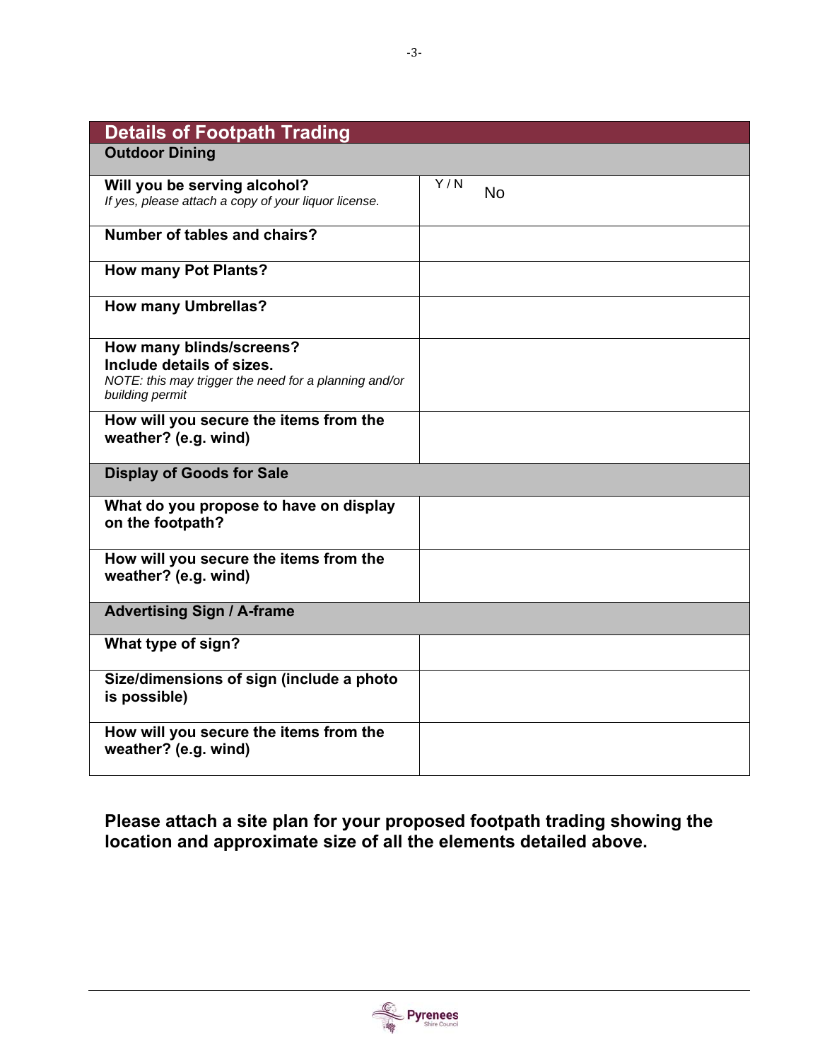## Details of Footpath Trading

| **Outdoor Dining** | |
|---|---|
| **Will you be serving alcohol?**<br>*If yes, please attach a copy of your liquor license.* | Y / N<br>No |
| **Number of tables and chairs?** | |
| **How many Pot Plants?** | |
| **How many Umbrellas?** | |
| **How many blinds/screens?**<br>**Include details of sizes.**<br>*NOTE: this may trigger the need for a planning and/or building permit* | |
| **How will you secure the items from the weather? (e.g. wind)** | |
| **Display of Goods for Sale** | |
| **What do you propose to have on display on the footpath?** | |
| **How will you secure the items from the weather? (e.g. wind)** | |
| **Advertising Sign / A-frame** | |
| **What type of sign?** | |
| **Size/dimensions of sign (include a photo is possible)** | |
| **How will you secure the items from the weather? (e.g. wind)** | |

**Please attach a site plan for your proposed footpath trading showing the location and approximate size of all the elements detailed above.**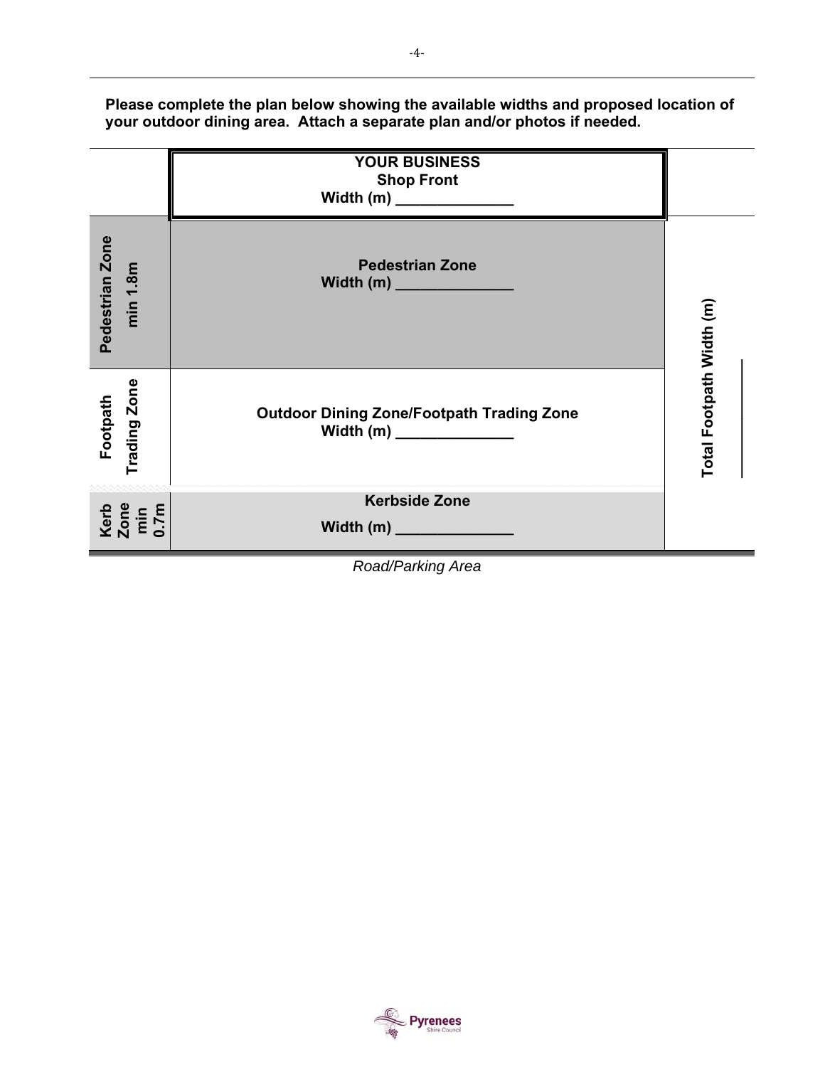**Please complete the plan below showing the available widths and proposed location of your outdoor dining area. Attach a separate plan and/or photos if needed.**

| | | |
|---|---|---|
| | **YOUR BUSINESS**<br>**Shop Front**<br>**Width (m) ______________** | |
| **Pedestrian Zone min 1.8m** | **Pedestrian Zone**<br>**Width (m) ______________** | **Total Footpath Width (m) ______________** |
| **Footpath Trading Zone** | **Outdoor Dining Zone/Footpath Trading Zone**<br>**Width (m) ______________** | |
| **Kerb Zone min 0.7m** | **Kerbside Zone**<br>**Width (m) ______________** | |

*Road/Parking Area*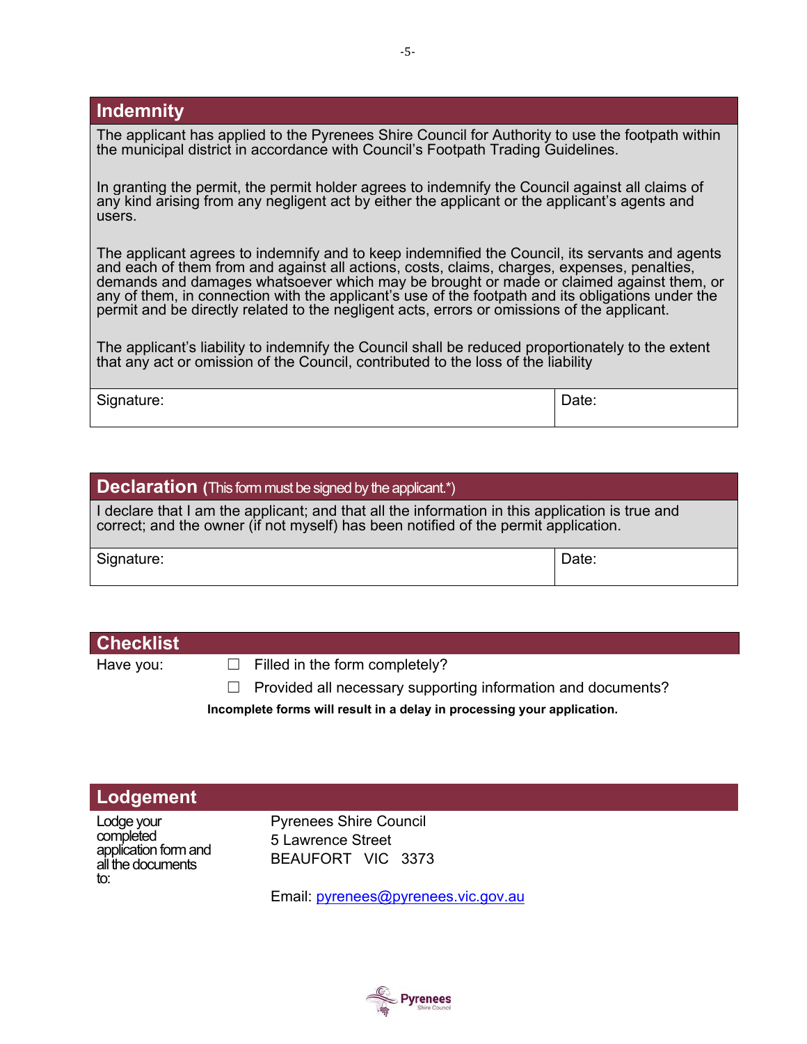## Indemnity

The applicant has applied to the Pyrenees Shire Council for Authority to use the footpath within the municipal district in accordance with Council's Footpath Trading Guidelines.

In granting the permit, the permit holder agrees to indemnify the Council against all claims of any kind arising from any negligent act by either the applicant or the applicant's agents and users.

The applicant agrees to indemnify and to keep indemnified the Council, its servants and agents and each of them from and against all actions, costs, claims, charges, expenses, penalties, demands and damages whatsoever which may be brought or made or claimed against them, or any of them, in connection with the applicant's use of the footpath and its obligations under the permit and be directly related to the negligent acts, errors or omissions of the applicant.

The applicant's liability to indemnify the Council shall be reduced proportionately to the extent that any act or omission of the Council, contributed to the loss of the liability

| Signature: | Date: |
|---|---|

## Declaration (This form must be signed by the applicant.*)

I declare that I am the applicant; and that all the information in this application is true and correct; and the owner (if not myself) has been notified of the permit application.

| Signature: | Date: |
|---|---|

## Checklist

Have you:

- ☐ Filled in the form completely?
- ☐ Provided all necessary supporting information and documents?

**Incomplete forms will result in a delay in processing your application.**

## Lodgement

Lodge your completed application form and all the documents to:

Pyrenees Shire Council
5 Lawrence Street
BEAUFORT VIC 3373

Email: pyrenees@pyrenees.vic.gov.au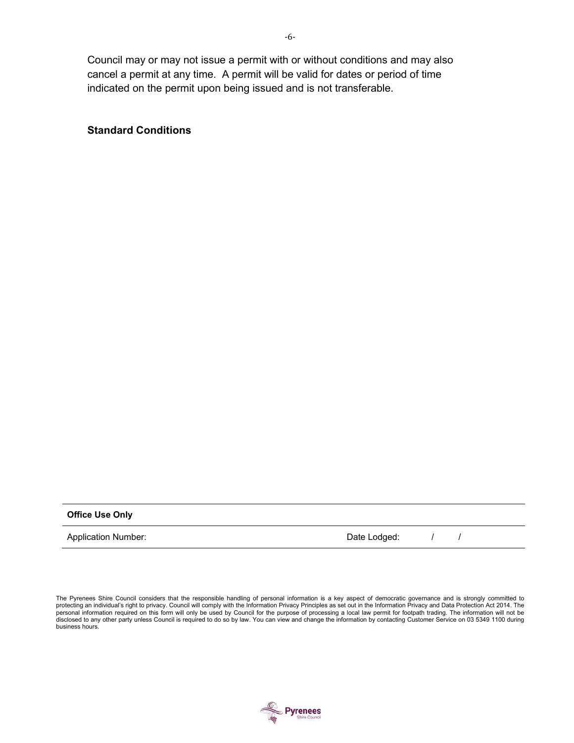Council may or may not issue a permit with or without conditions and may also cancel a permit at any time. A permit will be valid for dates or period of time indicated on the permit upon being issued and is not transferable.

**Standard Conditions**

| **Office Use Only** | |
|---|---|
| Application Number: | Date Lodged: / / |

The Pyrenees Shire Council considers that the responsible handling of personal information is a key aspect of democratic governance and is strongly committed to protecting an individual's right to privacy. Council will comply with the Information Privacy Principles as set out in the Information Privacy and Data Protection Act 2014. The personal information required on this form will only be used by Council for the purpose of processing a local law permit for footpath trading. The information will not be disclosed to any other party unless Council is required to do so by law. You can view and change the information by contacting Customer Service on 03 5349 1100 during business hours.

Pyrenees Shire Council